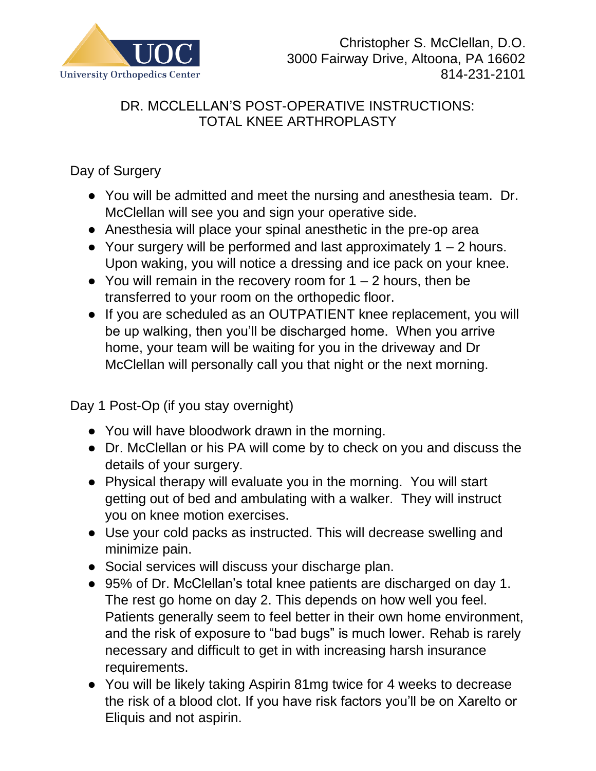University Orthopedics Center

Christopher S. McClellan, D.O.
3000 Fairway Drive, Altoona, PA 16602
814-231-2101

# DR. MCCLELLAN'S POST-OPERATIVE INSTRUCTIONS: TOTAL KNEE ARTHROPLASTY

## Day of Surgery

- You will be admitted and meet the nursing and anesthesia team. Dr. McClellan will see you and sign your operative side.
- Anesthesia will place your spinal anesthetic in the pre-op area
- Your surgery will be performed and last approximately 1 – 2 hours. Upon waking, you will notice a dressing and ice pack on your knee.
- You will remain in the recovery room for 1 – 2 hours, then be transferred to your room on the orthopedic floor.
- If you are scheduled as an OUTPATIENT knee replacement, you will be up walking, then you'll be discharged home. When you arrive home, your team will be waiting for you in the driveway and Dr McClellan will personally call you that night or the next morning.

## Day 1 Post-Op (if you stay overnight)

- You will have bloodwork drawn in the morning.
- Dr. McClellan or his PA will come by to check on you and discuss the details of your surgery.
- Physical therapy will evaluate you in the morning. You will start getting out of bed and ambulating with a walker. They will instruct you on knee motion exercises.
- Use your cold packs as instructed. This will decrease swelling and minimize pain.
- Social services will discuss your discharge plan.
- 95% of Dr. McClellan's total knee patients are discharged on day 1. The rest go home on day 2. This depends on how well you feel. Patients generally seem to feel better in their own home environment, and the risk of exposure to "bad bugs" is much lower. Rehab is rarely necessary and difficult to get in with increasing harsh insurance requirements.
- You will be likely taking Aspirin 81mg twice for 4 weeks to decrease the risk of a blood clot. If you have risk factors you'll be on Xarelto or Eliquis and not aspirin.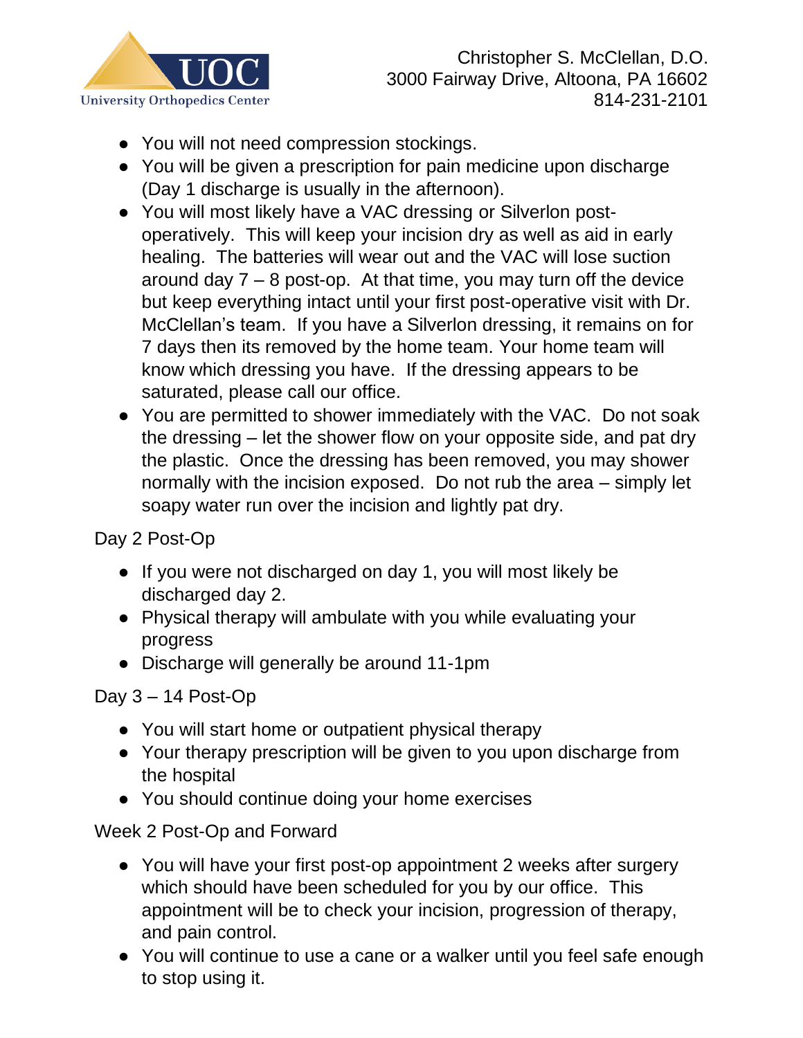- You will not need compression stockings.
- You will be given a prescription for pain medicine upon discharge (Day 1 discharge is usually in the afternoon).
- You will most likely have a VAC dressing or Silverlon post-operatively. This will keep your incision dry as well as aid in early healing. The batteries will wear out and the VAC will lose suction around day 7 – 8 post-op. At that time, you may turn off the device but keep everything intact until your first post-operative visit with Dr. McClellan's team. If you have a Silverlon dressing, it remains on for 7 days then its removed by the home team. Your home team will know which dressing you have. If the dressing appears to be saturated, please call our office.
- You are permitted to shower immediately with the VAC. Do not soak the dressing – let the shower flow on your opposite side, and pat dry the plastic. Once the dressing has been removed, you may shower normally with the incision exposed. Do not rub the area – simply let soapy water run over the incision and lightly pat dry.

Day 2 Post-Op

- If you were not discharged on day 1, you will most likely be discharged day 2.
- Physical therapy will ambulate with you while evaluating your progress
- Discharge will generally be around 11-1pm

Day 3 – 14 Post-Op

- You will start home or outpatient physical therapy
- Your therapy prescription will be given to you upon discharge from the hospital
- You should continue doing your home exercises

Week 2 Post-Op and Forward

- You will have your first post-op appointment 2 weeks after surgery which should have been scheduled for you by our office. This appointment will be to check your incision, progression of therapy, and pain control.
- You will continue to use a cane or a walker until you feel safe enough to stop using it.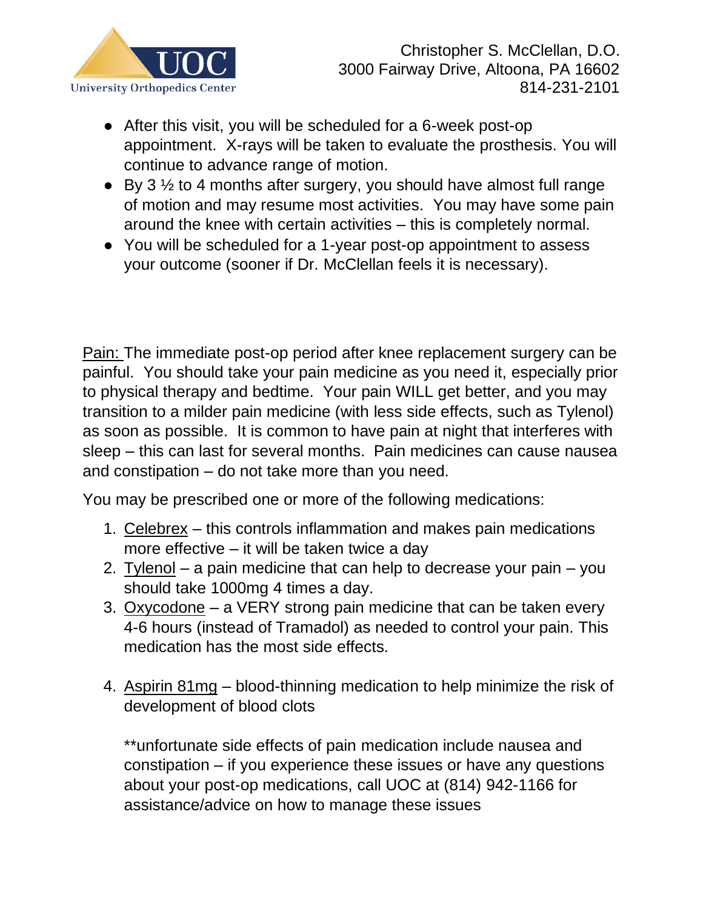- After this visit, you will be scheduled for a 6-week post-op appointment. X-rays will be taken to evaluate the prosthesis. You will continue to advance range of motion.
- By 3 ½ to 4 months after surgery, you should have almost full range of motion and may resume most activities. You may have some pain around the knee with certain activities – this is completely normal.
- You will be scheduled for a 1-year post-op appointment to assess your outcome (sooner if Dr. McClellan feels it is necessary).

Pain: The immediate post-op period after knee replacement surgery can be painful. You should take your pain medicine as you need it, especially prior to physical therapy and bedtime. Your pain WILL get better, and you may transition to a milder pain medicine (with less side effects, such as Tylenol) as soon as possible. It is common to have pain at night that interferes with sleep – this can last for several months. Pain medicines can cause nausea and constipation – do not take more than you need.

You may be prescribed one or more of the following medications:

1. Celebrex – this controls inflammation and makes pain medications more effective – it will be taken twice a day
2. Tylenol – a pain medicine that can help to decrease your pain – you should take 1000mg 4 times a day.
3. Oxycodone – a VERY strong pain medicine that can be taken every 4-6 hours (instead of Tramadol) as needed to control your pain. This medication has the most side effects.
4. Aspirin 81mg – blood-thinning medication to help minimize the risk of development of blood clots

   **unfortunate side effects of pain medication include nausea and constipation – if you experience these issues or have any questions about your post-op medications, call UOC at (814) 942-1166 for assistance/advice on how to manage these issues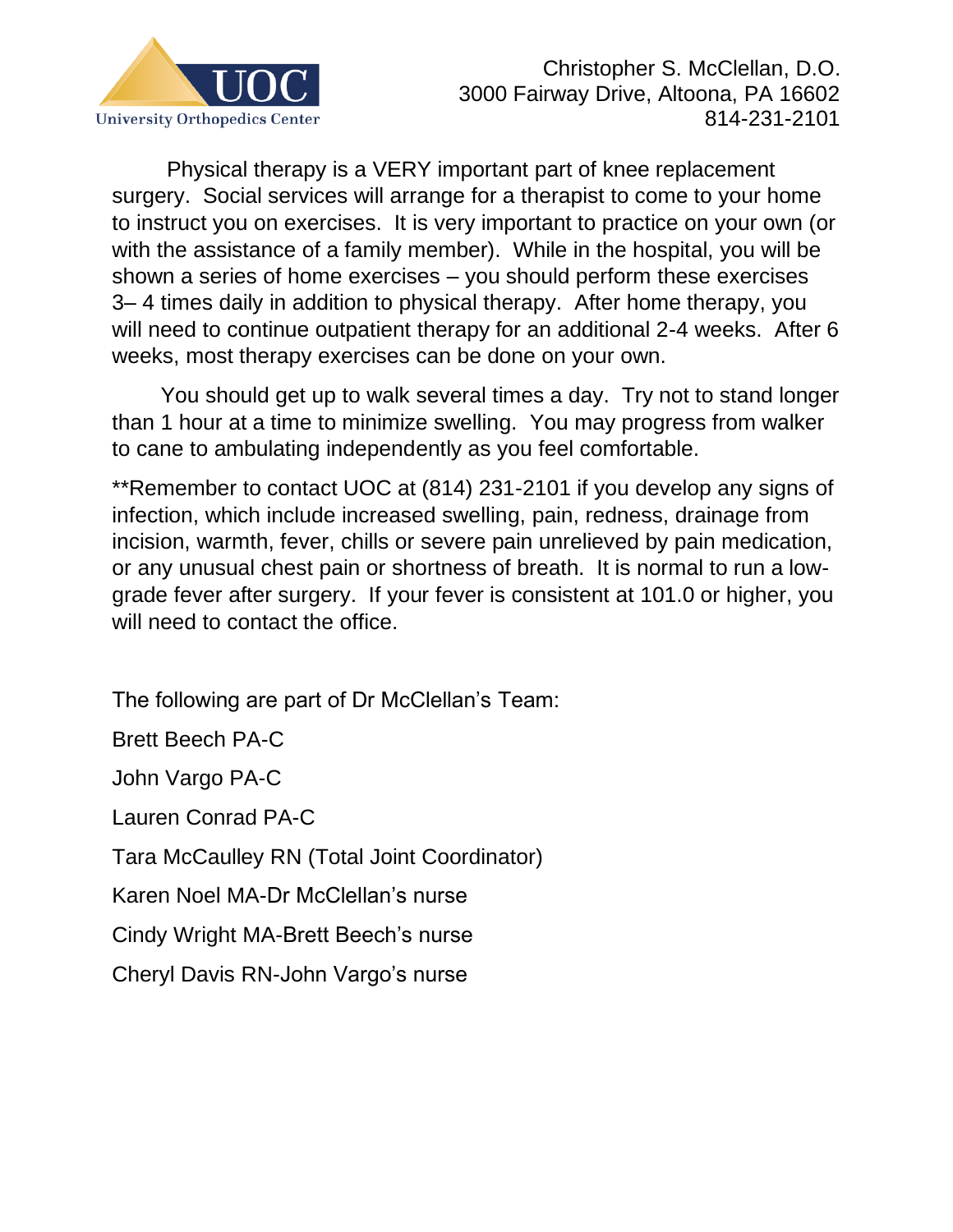UOC
University Orthopedics Center

Christopher S. McClellan, D.O.
3000 Fairway Drive, Altoona, PA 16602
814-231-2101

Physical therapy is a VERY important part of knee replacement surgery. Social services will arrange for a therapist to come to your home to instruct you on exercises. It is very important to practice on your own (or with the assistance of a family member). While in the hospital, you will be shown a series of home exercises – you should perform these exercises 3– 4 times daily in addition to physical therapy. After home therapy, you will need to continue outpatient therapy for an additional 2-4 weeks. After 6 weeks, most therapy exercises can be done on your own.

You should get up to walk several times a day. Try not to stand longer than 1 hour at a time to minimize swelling. You may progress from walker to cane to ambulating independently as you feel comfortable.

**Remember to contact UOC at (814) 231-2101 if you develop any signs of infection, which include increased swelling, pain, redness, drainage from incision, warmth, fever, chills or severe pain unrelieved by pain medication, or any unusual chest pain or shortness of breath. It is normal to run a low-grade fever after surgery. If your fever is consistent at 101.0 or higher, you will need to contact the office.

The following are part of Dr McClellan's Team:

Brett Beech PA-C

John Vargo PA-C

Lauren Conrad PA-C

Tara McCaulley RN (Total Joint Coordinator)

Karen Noel MA-Dr McClellan's nurse

Cindy Wright MA-Brett Beech's nurse

Cheryl Davis RN-John Vargo's nurse